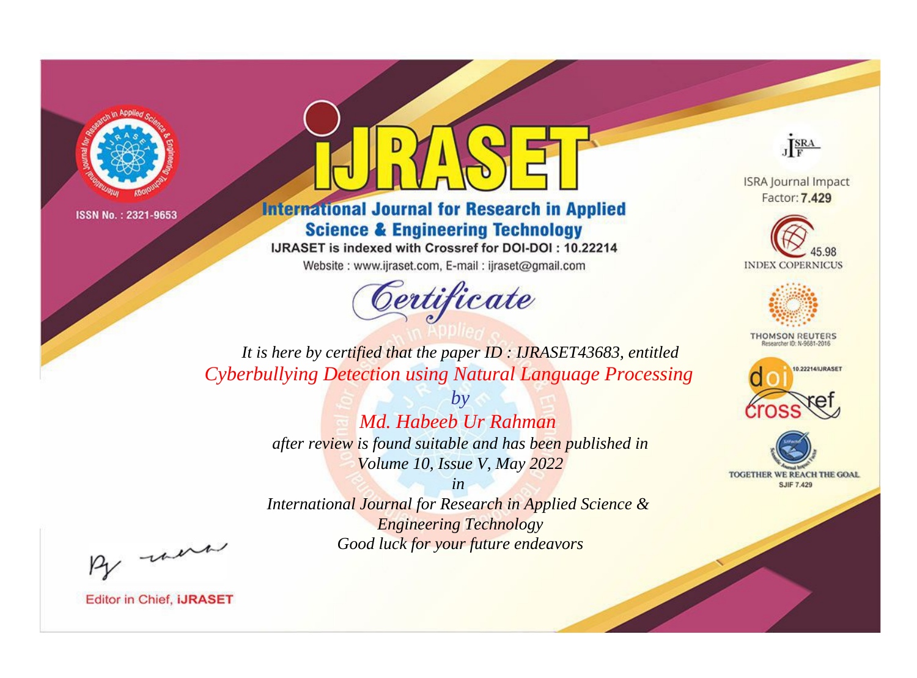ISSN No. : 2321-9653

# IJRASET

## International Journal for Research in Applied Science & Engineering Technology

IJRASET is indexed with Crossref for DOI-DOI : 10.22214

Website : www.ijraset.com, E-mail : ijraset@gmail.com

ISRA Journal Impact Factor: **7.429**

45.98 INDEX COPERNICUS

THOMSON REUTERS Researcher ID: N-9681-2016

10.22214/IJRASET

TOGETHER WE REACH THE GOAL SJIF 7.429

# *Certificate*

*It is here by certified that the paper ID : IJRASET43683, entitled*

*Cyberbullying Detection using Natural Language Processing*

*by*

*Md. Habeeb Ur Rahman*

*after review is found suitable and has been published in*

*Volume 10, Issue V, May 2022*

*in*

*International Journal for Research in Applied Science & Engineering Technology*

*Good luck for your future endeavors*

Editor in Chief, **iJRASET**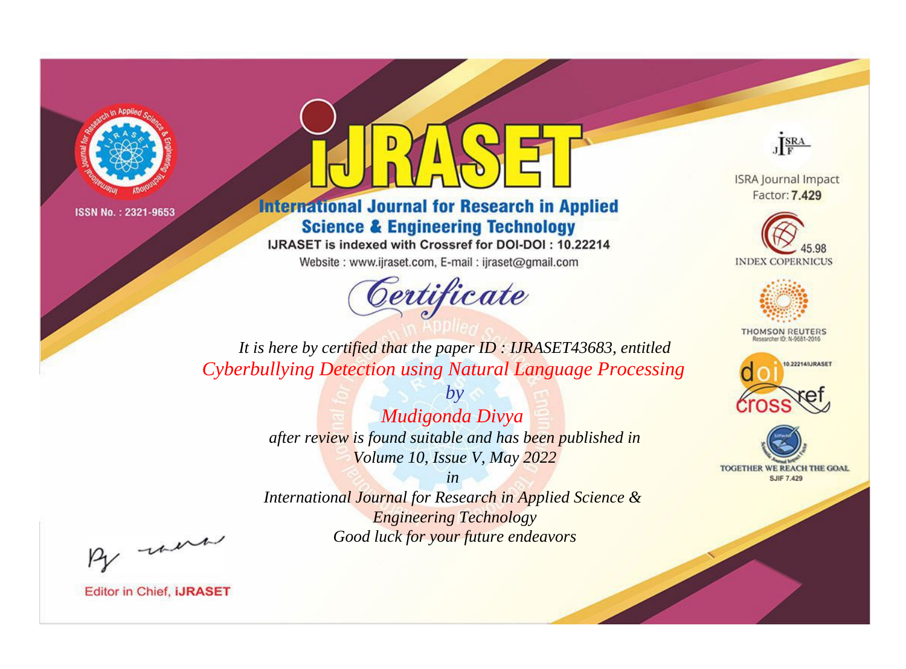ISSN No. : 2321-9653

# iJRASET

## International Journal for Research in Applied Science & Engineering Technology

IJRASET is indexed with Crossref for DOI-DOI : 10.22214

Website : www.ijraset.com, E-mail : ijraset@gmail.com

ISRA Journal Impact Factor: **7.429**

45.98 INDEX COPERNICUS

THOMSON REUTERS Researcher ID: N-9681-2016

10.22214/IJRASET

TOGETHER WE REACH THE GOAL SJIF 7.429

*Certificate*

*It is here by certified that the paper ID : IJRASET43683, entitled*

*Cyberbullying Detection using Natural Language Processing*

*by*

*Mudigonda Divya*

*after review is found suitable and has been published in*

*Volume 10, Issue V, May 2022*

*in*

*International Journal for Research in Applied Science & Engineering Technology*

*Good luck for your future endeavors*

Editor in Chief, **iJRASET**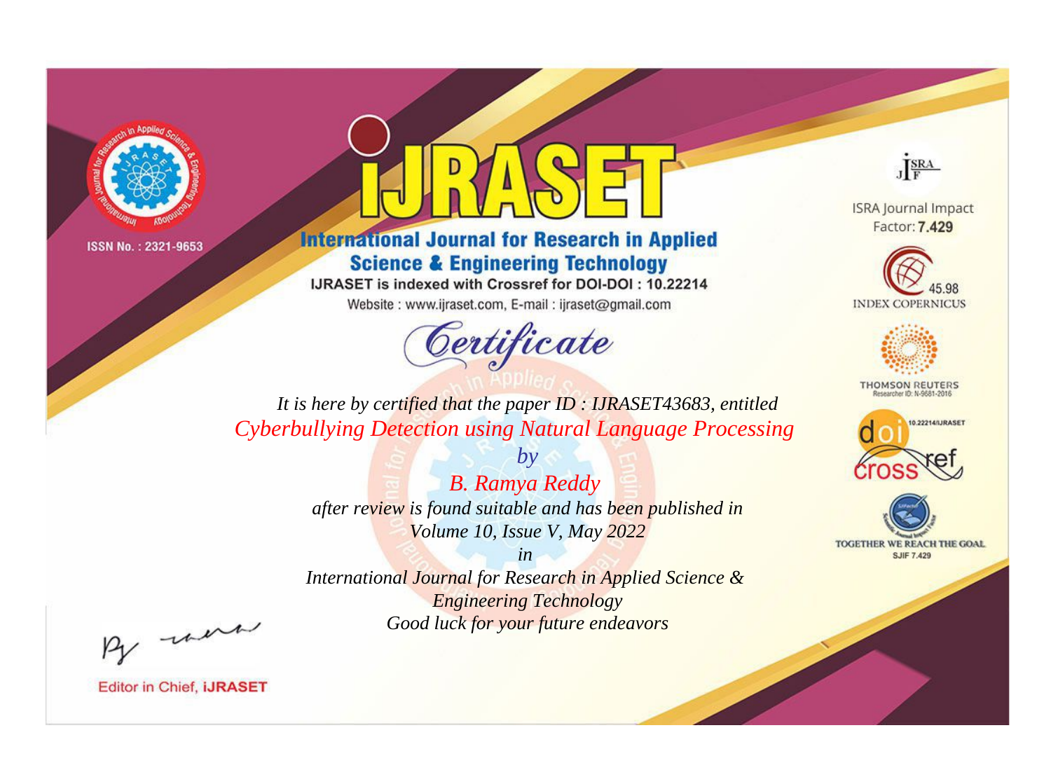ISSN No. : 2321-9653

# iJRASET

## International Journal for Research in Applied Science & Engineering Technology

IJRASET is indexed with Crossref for DOI-DOI : 10.22214

Website : www.ijraset.com, E-mail : ijraset@gmail.com

## Certificate

*It is here by certified that the paper ID : IJRASET43683, entitled*

*Cyberbullying Detection using Natural Language Processing*

*by*

*B. Ramya Reddy*

*after review is found suitable and has been published in*

*Volume 10, Issue V, May 2022*

*in*

*International Journal for Research in Applied Science & Engineering Technology*

*Good luck for your future endeavors*

ISRA Journal Impact Factor: **7.429**

45.98 INDEX COPERNICUS

THOMSON REUTERS Researcher ID: N-9681-2016

10.22214/IJRASET

TOGETHER WE REACH THE GOAL SJIF 7.429

Editor in Chief, **iJRASET**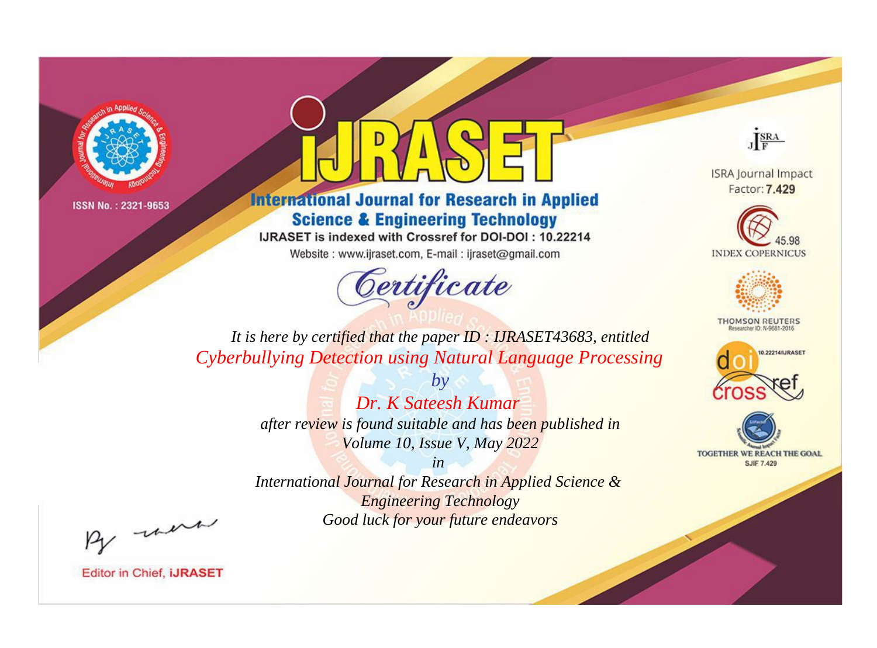ISSN No. : 2321-9653

# iJRASET

## International Journal for Research in Applied Science & Engineering Technology

IJRASET is indexed with Crossref for DOI-DOI : 10.22214

Website : www.ijraset.com, E-mail : ijraset@gmail.com

ISRA Journal Impact Factor: **7.429**

45.98 INDEX COPERNICUS

THOMSON REUTERS Researcher ID: N-9681-2016

10.22214/IJRASET

TOGETHER WE REACH THE GOAL SJIF 7.429

# *Certificate*

*It is here by certified that the paper ID : IJRASET43683, entitled*

*Cyberbullying Detection using Natural Language Processing*

*by*

*Dr. K Sateesh Kumar*

*after review is found suitable and has been published in*

*Volume 10, Issue V, May 2022*

*in*

*International Journal for Research in Applied Science & Engineering Technology*

*Good luck for your future endeavors*

Editor in Chief, **iJRASET**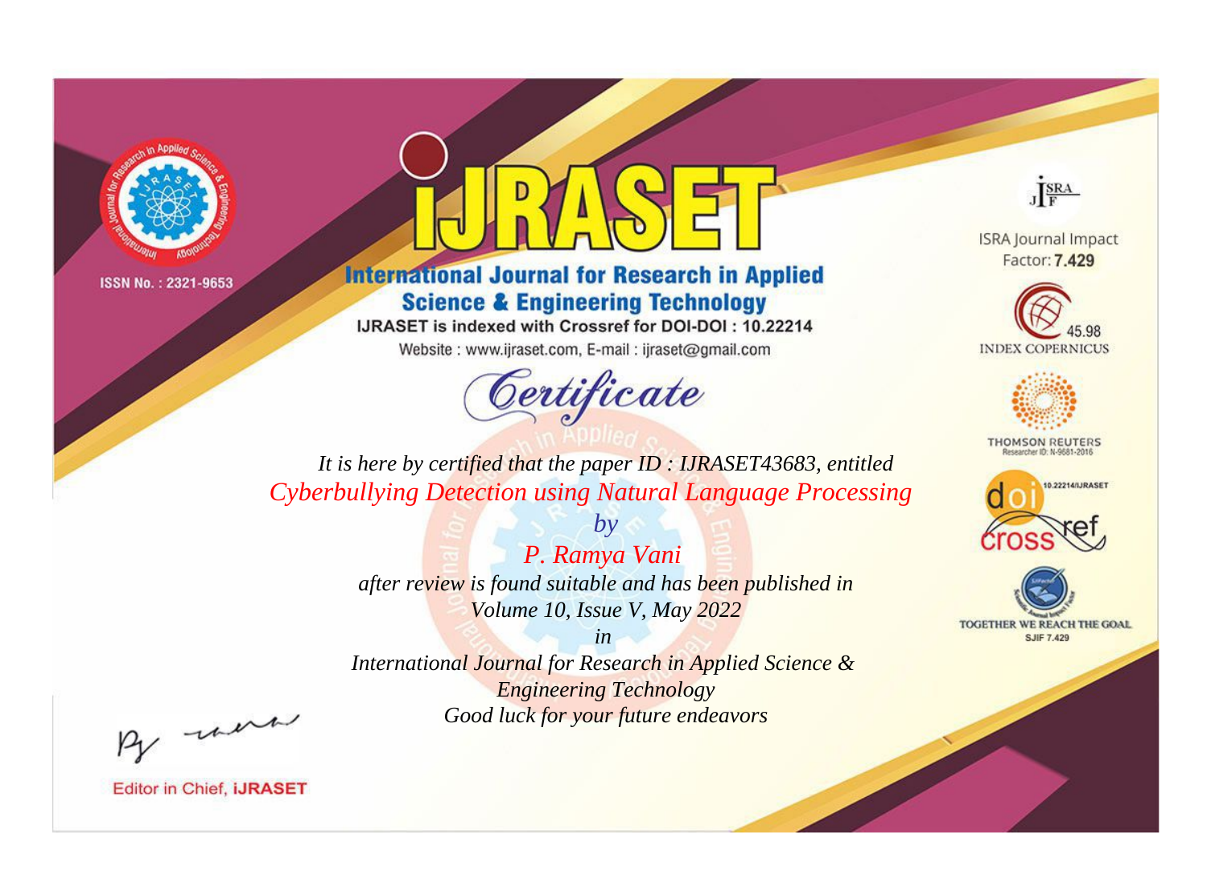ISSN No. : 2321-9653

# iJRASET

## International Journal for Research in Applied Science & Engineering Technology

IJRASET is indexed with Crossref for DOI-DOI : 10.22214

Website : www.ijraset.com, E-mail : ijraset@gmail.com

*Certificate*

*It is here by certified that the paper ID : IJRASET43683, entitled*

*Cyberbullying Detection using Natural Language Processing*

*by*

*P. Ramya Vani*

*after review is found suitable and has been published in*

*Volume 10, Issue V, May 2022*

*in*

*International Journal for Research in Applied Science & Engineering Technology*

*Good luck for your future endeavors*

ISRA Journal Impact Factor: **7.429**

45.98 INDEX COPERNICUS

THOMSON REUTERS Researcher ID: N-9681-2016

10.22214/IJRASET

TOGETHER WE REACH THE GOAL SJIF 7.429

Editor in Chief, **iJRASET**